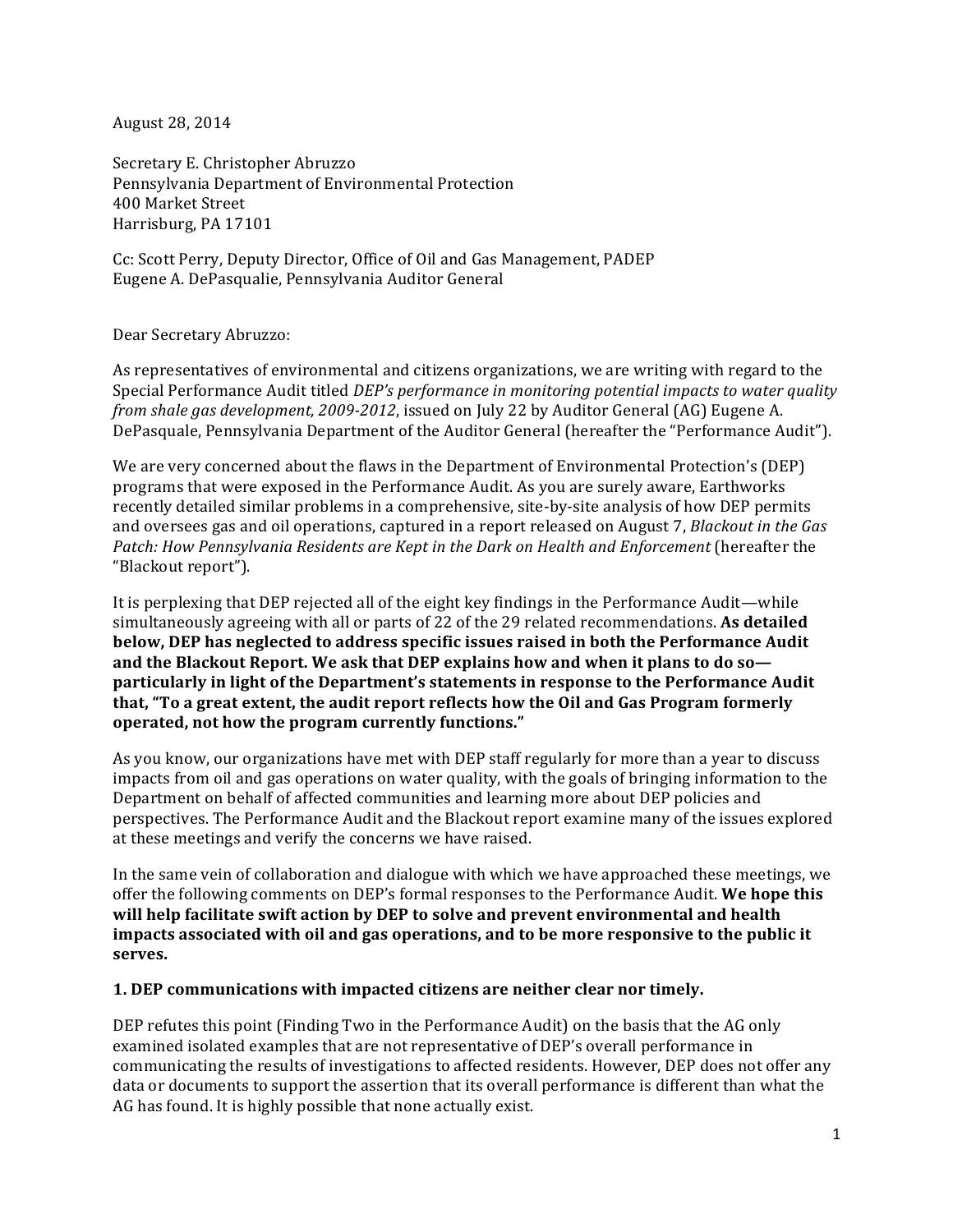August 28, 2014

Secretary E. Christopher Abruzzo
Pennsylvania Department of Environmental Protection
400 Market Street
Harrisburg, PA 17101

Cc: Scott Perry, Deputy Director, Office of Oil and Gas Management, PADEP
Eugene A. DePasqualie, Pennsylvania Auditor General

Dear Secretary Abruzzo:

As representatives of environmental and citizens organizations, we are writing with regard to the Special Performance Audit titled *DEP's performance in monitoring potential impacts to water quality from shale gas development, 2009-2012*, issued on July 22 by Auditor General (AG) Eugene A. DePasquale, Pennsylvania Department of the Auditor General (hereafter the "Performance Audit").

We are very concerned about the flaws in the Department of Environmental Protection's (DEP) programs that were exposed in the Performance Audit. As you are surely aware, Earthworks recently detailed similar problems in a comprehensive, site-by-site analysis of how DEP permits and oversees gas and oil operations, captured in a report released on August 7, *Blackout in the Gas Patch: How Pennsylvania Residents are Kept in the Dark on Health and Enforcement* (hereafter the "Blackout report").

It is perplexing that DEP rejected all of the eight key findings in the Performance Audit—while simultaneously agreeing with all or parts of 22 of the 29 related recommendations. **As detailed below, DEP has neglected to address specific issues raised in both the Performance Audit and the Blackout Report. We ask that DEP explains how and when it plans to do so—particularly in light of the Department's statements in response to the Performance Audit that, "To a great extent, the audit report reflects how the Oil and Gas Program formerly operated, not how the program currently functions."**

As you know, our organizations have met with DEP staff regularly for more than a year to discuss impacts from oil and gas operations on water quality, with the goals of bringing information to the Department on behalf of affected communities and learning more about DEP policies and perspectives. The Performance Audit and the Blackout report examine many of the issues explored at these meetings and verify the concerns we have raised.

In the same vein of collaboration and dialogue with which we have approached these meetings, we offer the following comments on DEP's formal responses to the Performance Audit. **We hope this will help facilitate swift action by DEP to solve and prevent environmental and health impacts associated with oil and gas operations, and to be more responsive to the public it serves.**

**1. DEP communications with impacted citizens are neither clear nor timely.**

DEP refutes this point (Finding Two in the Performance Audit) on the basis that the AG only examined isolated examples that are not representative of DEP's overall performance in communicating the results of investigations to affected residents. However, DEP does not offer any data or documents to support the assertion that its overall performance is different than what the AG has found. It is highly possible that none actually exist.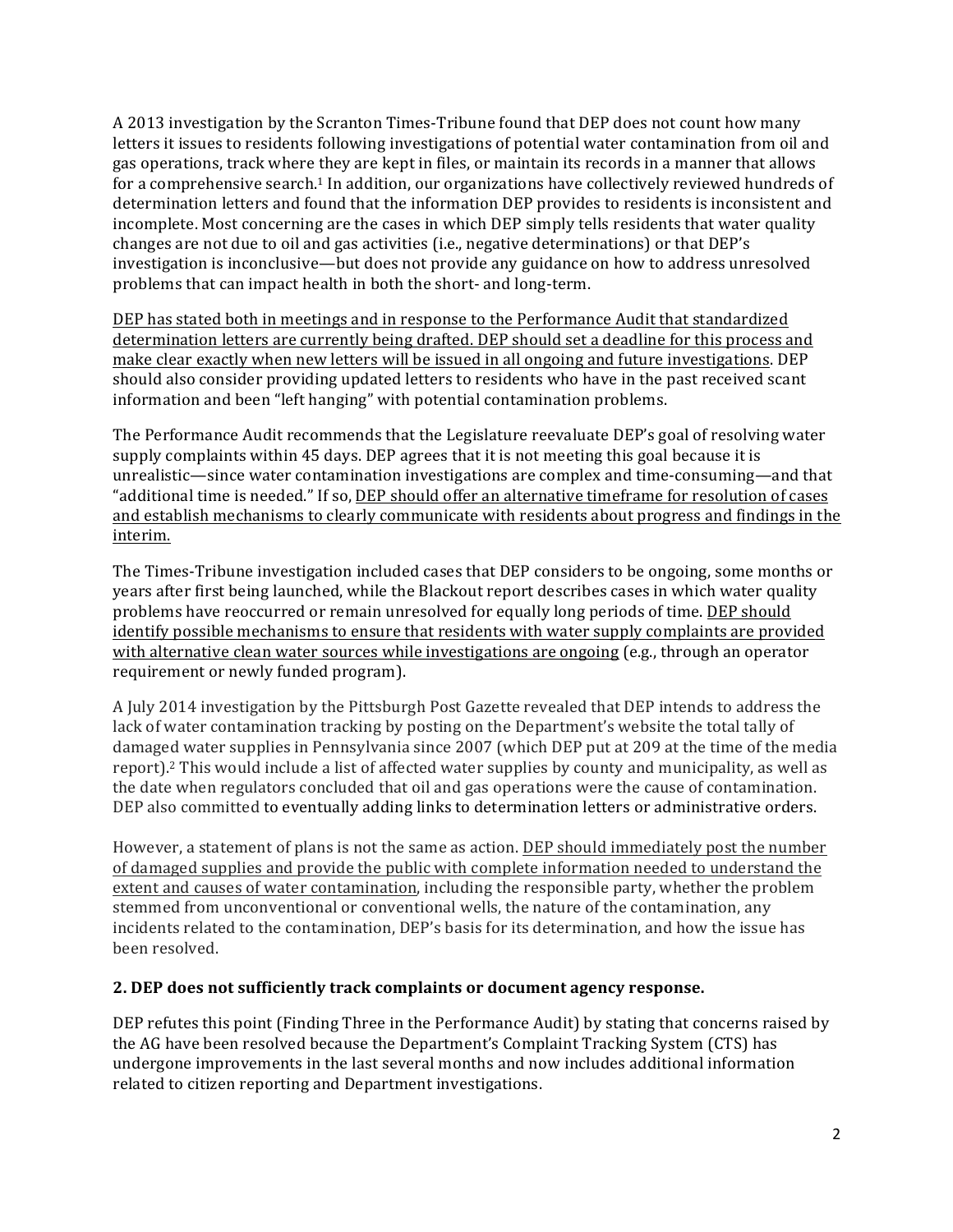A 2013 investigation by the Scranton Times-Tribune found that DEP does not count how many letters it issues to residents following investigations of potential water contamination from oil and gas operations, track where they are kept in files, or maintain its records in a manner that allows for a comprehensive search.[1] In addition, our organizations have collectively reviewed hundreds of determination letters and found that the information DEP provides to residents is inconsistent and incomplete. Most concerning are the cases in which DEP simply tells residents that water quality changes are not due to oil and gas activities (i.e., negative determinations) or that DEP's investigation is inconclusive—but does not provide any guidance on how to address unresolved problems that can impact health in both the short- and long-term.

<u>DEP has stated both in meetings and in response to the Performance Audit that standardized determination letters are currently being drafted. DEP should set a deadline for this process and make clear exactly when new letters will be issued in all ongoing and future investigations</u>. DEP should also consider providing updated letters to residents who have in the past received scant information and been "left hanging" with potential contamination problems.

The Performance Audit recommends that the Legislature reevaluate DEP's goal of resolving water supply complaints within 45 days. DEP agrees that it is not meeting this goal because it is unrealistic—since water contamination investigations are complex and time-consuming—and that "additional time is needed." If so, <u>DEP should offer an alternative timeframe for resolution of cases and establish mechanisms to clearly communicate with residents about progress and findings in the interim.</u>

The Times-Tribune investigation included cases that DEP considers to be ongoing, some months or years after first being launched, while the Blackout report describes cases in which water quality problems have reoccurred or remain unresolved for equally long periods of time. <u>DEP should identify possible mechanisms to ensure that residents with water supply complaints are provided with alternative clean water sources while investigations are ongoing</u> (e.g., through an operator requirement or newly funded program).

A July 2014 investigation by the Pittsburgh Post Gazette revealed that DEP intends to address the lack of water contamination tracking by posting on the Department's website the total tally of damaged water supplies in Pennsylvania since 2007 (which DEP put at 209 at the time of the media report).[2] This would include a list of affected water supplies by county and municipality, as well as the date when regulators concluded that oil and gas operations were the cause of contamination. DEP also committed to eventually adding links to determination letters or administrative orders.

However, a statement of plans is not the same as action. <u>DEP should immediately post the number of damaged supplies and provide the public with complete information needed to understand the extent and causes of water contamination</u>, including the responsible party, whether the problem stemmed from unconventional or conventional wells, the nature of the contamination, any incidents related to the contamination, DEP's basis for its determination, and how the issue has been resolved.

### 2. DEP does not sufficiently track complaints or document agency response.

DEP refutes this point (Finding Three in the Performance Audit) by stating that concerns raised by the AG have been resolved because the Department's Complaint Tracking System (CTS) has undergone improvements in the last several months and now includes additional information related to citizen reporting and Department investigations.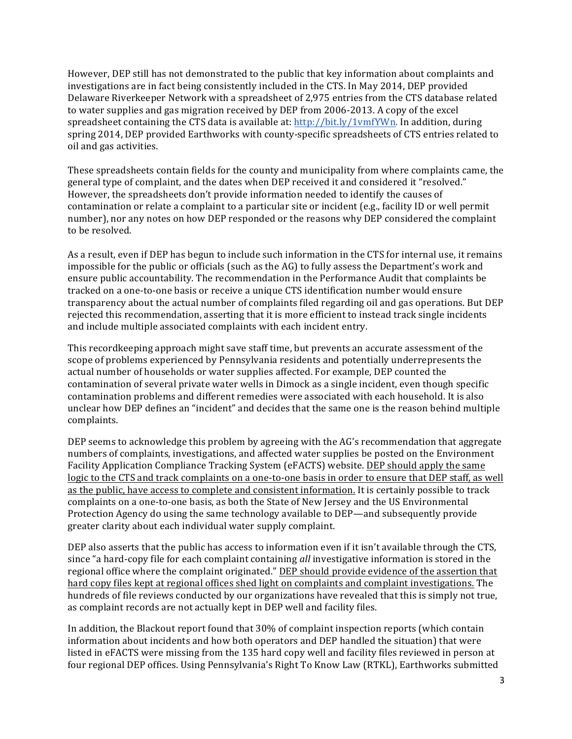However, DEP still has not demonstrated to the public that key information about complaints and investigations are in fact being consistently included in the CTS. In May 2014, DEP provided Delaware Riverkeeper Network with a spreadsheet of 2,975 entries from the CTS database related to water supplies and gas migration received by DEP from 2006-2013. A copy of the excel spreadsheet containing the CTS data is available at: [http://bit.ly/1vmfYWn](http://bit.ly/1vmfYWn). In addition, during spring 2014, DEP provided Earthworks with county-specific spreadsheets of CTS entries related to oil and gas activities.

These spreadsheets contain fields for the county and municipality from where complaints came, the general type of complaint, and the dates when DEP received it and considered it "resolved." However, the spreadsheets don't provide information needed to identify the causes of contamination or relate a complaint to a particular site or incident (e.g., facility ID or well permit number), nor any notes on how DEP responded or the reasons why DEP considered the complaint to be resolved.

As a result, even if DEP has begun to include such information in the CTS for internal use, it remains impossible for the public or officials (such as the AG) to fully assess the Department's work and ensure public accountability. The recommendation in the Performance Audit that complaints be tracked on a one-to-one basis or receive a unique CTS identification number would ensure transparency about the actual number of complaints filed regarding oil and gas operations. But DEP rejected this recommendation, asserting that it is more efficient to instead track single incidents and include multiple associated complaints with each incident entry.

This recordkeeping approach might save staff time, but prevents an accurate assessment of the scope of problems experienced by Pennsylvania residents and potentially underrepresents the actual number of households or water supplies affected. For example, DEP counted the contamination of several private water wells in Dimock as a single incident, even though specific contamination problems and different remedies were associated with each household. It is also unclear how DEP defines an "incident" and decides that the same one is the reason behind multiple complaints.

DEP seems to acknowledge this problem by agreeing with the AG's recommendation that aggregate numbers of complaints, investigations, and affected water supplies be posted on the Environment Facility Application Compliance Tracking System (eFACTS) website. <u>DEP should apply the same logic to the CTS and track complaints on a one-to-one basis in order to ensure that DEP staff, as well as the public, have access to complete and consistent information.</u> It is certainly possible to track complaints on a one-to-one basis, as both the State of New Jersey and the US Environmental Protection Agency do using the same technology available to DEP—and subsequently provide greater clarity about each individual water supply complaint.

DEP also asserts that the public has access to information even if it isn't available through the CTS, since "a hard-copy file for each complaint containing *all* investigative information is stored in the regional office where the complaint originated." <u>DEP should provide evidence of the assertion that hard copy files kept at regional offices shed light on complaints and complaint investigations.</u> The hundreds of file reviews conducted by our organizations have revealed that this is simply not true, as complaint records are not actually kept in DEP well and facility files.

In addition, the Blackout report found that 30% of complaint inspection reports (which contain information about incidents and how both operators and DEP handled the situation) that were listed in eFACTS were missing from the 135 hard copy well and facility files reviewed in person at four regional DEP offices. Using Pennsylvania's Right To Know Law (RTKL), Earthworks submitted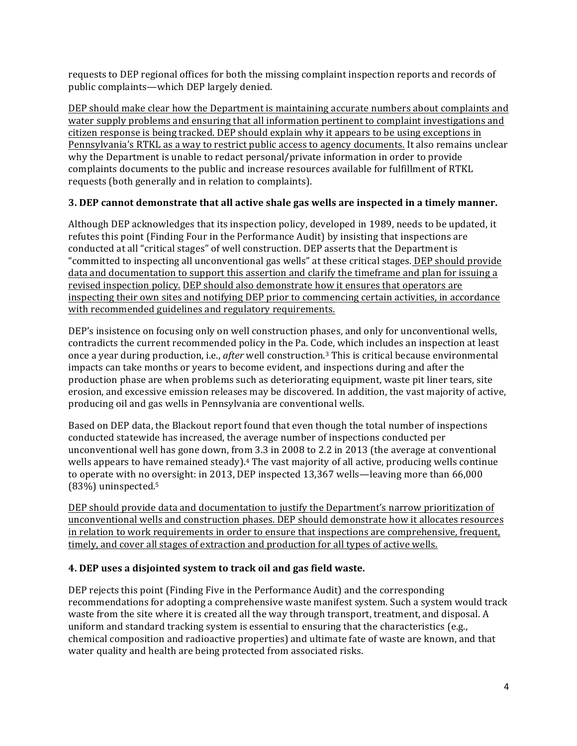requests to DEP regional offices for both the missing complaint inspection reports and records of public complaints—which DEP largely denied.

<u>DEP should make clear how the Department is maintaining accurate numbers about complaints and water supply problems and ensuring that all information pertinent to complaint investigations and citizen response is being tracked. DEP should explain why it appears to be using exceptions in Pennsylvania's RTKL as a way to restrict public access to agency documents.</u> It also remains unclear why the Department is unable to redact personal/private information in order to provide complaints documents to the public and increase resources available for fulfillment of RTKL requests (both generally and in relation to complaints).

### 3. DEP cannot demonstrate that all active shale gas wells are inspected in a timely manner.

Although DEP acknowledges that its inspection policy, developed in 1989, needs to be updated, it refutes this point (Finding Four in the Performance Audit) by insisting that inspections are conducted at all "critical stages" of well construction. DEP asserts that the Department is "committed to inspecting all unconventional gas wells" at these critical stages. <u>DEP should provide data and documentation to support this assertion and clarify the timeframe and plan for issuing a revised inspection policy.</u> <u>DEP should also demonstrate how it ensures that operators are inspecting their own sites and notifying DEP prior to commencing certain activities, in accordance with recommended guidelines and regulatory requirements.</u>

DEP's insistence on focusing only on well construction phases, and only for unconventional wells, contradicts the current recommended policy in the Pa. Code, which includes an inspection at least once a year during production, i.e., *after* well construction.[3] This is critical because environmental impacts can take months or years to become evident, and inspections during and after the production phase are when problems such as deteriorating equipment, waste pit liner tears, site erosion, and excessive emission releases may be discovered. In addition, the vast majority of active, producing oil and gas wells in Pennsylvania are conventional wells.

Based on DEP data, the Blackout report found that even though the total number of inspections conducted statewide has increased, the average number of inspections conducted per unconventional well has gone down, from 3.3 in 2008 to 2.2 in 2013 (the average at conventional wells appears to have remained steady).[4] The vast majority of all active, producing wells continue to operate with no oversight: in 2013, DEP inspected 13,367 wells—leaving more than 66,000 (83%) uninspected.[5]

<u>DEP should provide data and documentation to justify the Department's narrow prioritization of unconventional wells and construction phases. DEP should demonstrate how it allocates resources in relation to work requirements in order to ensure that inspections are comprehensive, frequent, timely, and cover all stages of extraction and production for all types of active wells.</u>

### 4. DEP uses a disjointed system to track oil and gas field waste.

DEP rejects this point (Finding Five in the Performance Audit) and the corresponding recommendations for adopting a comprehensive waste manifest system. Such a system would track waste from the site where it is created all the way through transport, treatment, and disposal. A uniform and standard tracking system is essential to ensuring that the characteristics (e.g., chemical composition and radioactive properties) and ultimate fate of waste are known, and that water quality and health are being protected from associated risks.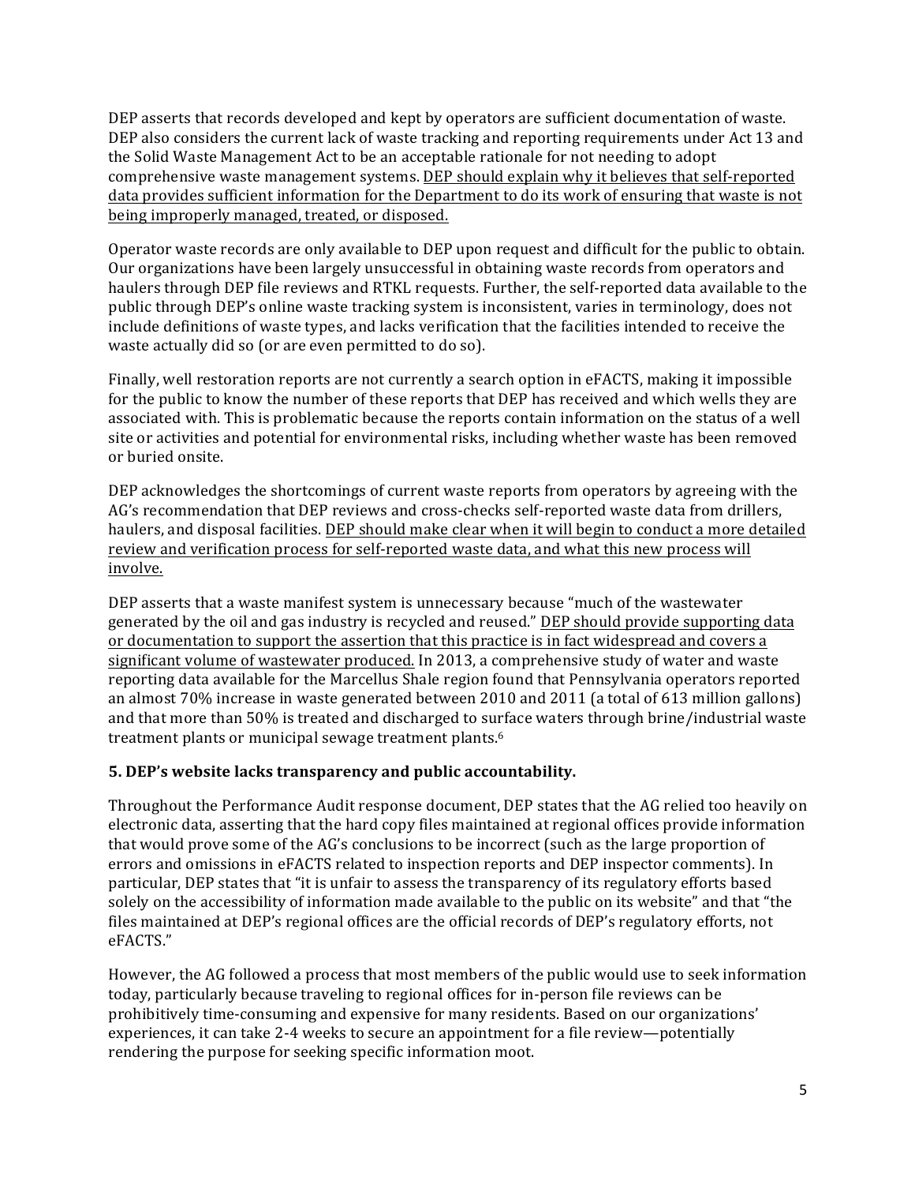DEP asserts that records developed and kept by operators are sufficient documentation of waste. DEP also considers the current lack of waste tracking and reporting requirements under Act 13 and the Solid Waste Management Act to be an acceptable rationale for not needing to adopt comprehensive waste management systems. <u>DEP should explain why it believes that self-reported data provides sufficient information for the Department to do its work of ensuring that waste is not being improperly managed, treated, or disposed.</u>

Operator waste records are only available to DEP upon request and difficult for the public to obtain. Our organizations have been largely unsuccessful in obtaining waste records from operators and haulers through DEP file reviews and RTKL requests. Further, the self-reported data available to the public through DEP's online waste tracking system is inconsistent, varies in terminology, does not include definitions of waste types, and lacks verification that the facilities intended to receive the waste actually did so (or are even permitted to do so).

Finally, well restoration reports are not currently a search option in eFACTS, making it impossible for the public to know the number of these reports that DEP has received and which wells they are associated with. This is problematic because the reports contain information on the status of a well site or activities and potential for environmental risks, including whether waste has been removed or buried onsite.

DEP acknowledges the shortcomings of current waste reports from operators by agreeing with the AG's recommendation that DEP reviews and cross-checks self-reported waste data from drillers, haulers, and disposal facilities. <u>DEP should make clear when it will begin to conduct a more detailed review and verification process for self-reported waste data, and what this new process will involve.</u>

DEP asserts that a waste manifest system is unnecessary because "much of the wastewater generated by the oil and gas industry is recycled and reused." <u>DEP should provide supporting data or documentation to support the assertion that this practice is in fact widespread and covers a significant volume of wastewater produced.</u> In 2013, a comprehensive study of water and waste reporting data available for the Marcellus Shale region found that Pennsylvania operators reported an almost 70% increase in waste generated between 2010 and 2011 (a total of 613 million gallons) and that more than 50% is treated and discharged to surface waters through brine/industrial waste treatment plants or municipal sewage treatment plants.[6]

**5. DEP's website lacks transparency and public accountability.**

Throughout the Performance Audit response document, DEP states that the AG relied too heavily on electronic data, asserting that the hard copy files maintained at regional offices provide information that would prove some of the AG's conclusions to be incorrect (such as the large proportion of errors and omissions in eFACTS related to inspection reports and DEP inspector comments). In particular, DEP states that "it is unfair to assess the transparency of its regulatory efforts based solely on the accessibility of information made available to the public on its website" and that "the files maintained at DEP's regional offices are the official records of DEP's regulatory efforts, not eFACTS."

However, the AG followed a process that most members of the public would use to seek information today, particularly because traveling to regional offices for in-person file reviews can be prohibitively time-consuming and expensive for many residents. Based on our organizations' experiences, it can take 2-4 weeks to secure an appointment for a file review—potentially rendering the purpose for seeking specific information moot.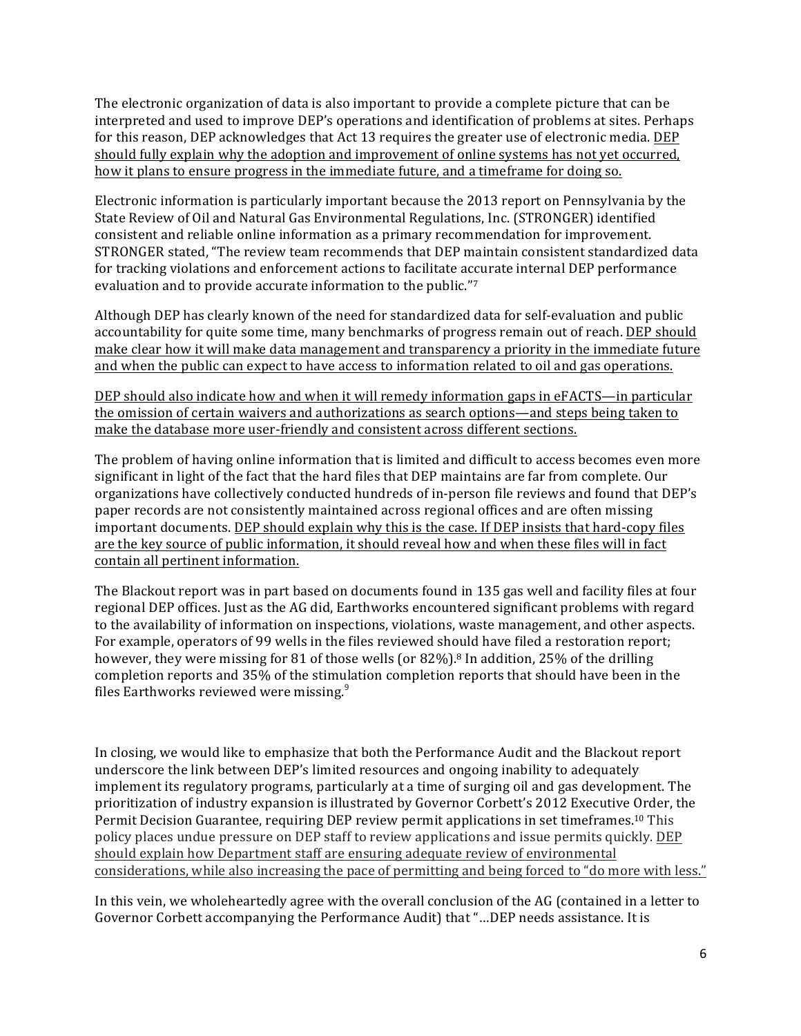The electronic organization of data is also important to provide a complete picture that can be interpreted and used to improve DEP's operations and identification of problems at sites. Perhaps for this reason, DEP acknowledges that Act 13 requires the greater use of electronic media. <u>DEP should fully explain why the adoption and improvement of online systems has not yet occurred, how it plans to ensure progress in the immediate future, and a timeframe for doing so.</u>

Electronic information is particularly important because the 2013 report on Pennsylvania by the State Review of Oil and Natural Gas Environmental Regulations, Inc. (STRONGER) identified consistent and reliable online information as a primary recommendation for improvement. STRONGER stated, "The review team recommends that DEP maintain consistent standardized data for tracking violations and enforcement actions to facilitate accurate internal DEP performance evaluation and to provide accurate information to the public."[7]

Although DEP has clearly known of the need for standardized data for self-evaluation and public accountability for quite some time, many benchmarks of progress remain out of reach. <u>DEP should make clear how it will make data management and transparency a priority in the immediate future and when the public can expect to have access to information related to oil and gas operations.</u>

<u>DEP should also indicate how and when it will remedy information gaps in eFACTS—in particular the omission of certain waivers and authorizations as search options—and steps being taken to make the database more user-friendly and consistent across different sections.</u>

The problem of having online information that is limited and difficult to access becomes even more significant in light of the fact that the hard files that DEP maintains are far from complete. Our organizations have collectively conducted hundreds of in-person file reviews and found that DEP's paper records are not consistently maintained across regional offices and are often missing important documents. <u>DEP should explain why this is the case. If DEP insists that hard-copy files are the key source of public information, it should reveal how and when these files will in fact contain all pertinent information.</u>

The Blackout report was in part based on documents found in 135 gas well and facility files at four regional DEP offices. Just as the AG did, Earthworks encountered significant problems with regard to the availability of information on inspections, violations, waste management, and other aspects. For example, operators of 99 wells in the files reviewed should have filed a restoration report; however, they were missing for 81 of those wells (or 82%).[8] In addition, 25% of the drilling completion reports and 35% of the stimulation completion reports that should have been in the files Earthworks reviewed were missing.[9]

In closing, we would like to emphasize that both the Performance Audit and the Blackout report underscore the link between DEP's limited resources and ongoing inability to adequately implement its regulatory programs, particularly at a time of surging oil and gas development. The prioritization of industry expansion is illustrated by Governor Corbett's 2012 Executive Order, the Permit Decision Guarantee, requiring DEP review permit applications in set timeframes.[10] This policy places undue pressure on DEP staff to review applications and issue permits quickly. <u>DEP should explain how Department staff are ensuring adequate review of environmental considerations, while also increasing the pace of permitting and being forced to "do more with less."</u>

In this vein, we wholeheartedly agree with the overall conclusion of the AG (contained in a letter to Governor Corbett accompanying the Performance Audit) that "…DEP needs assistance. It is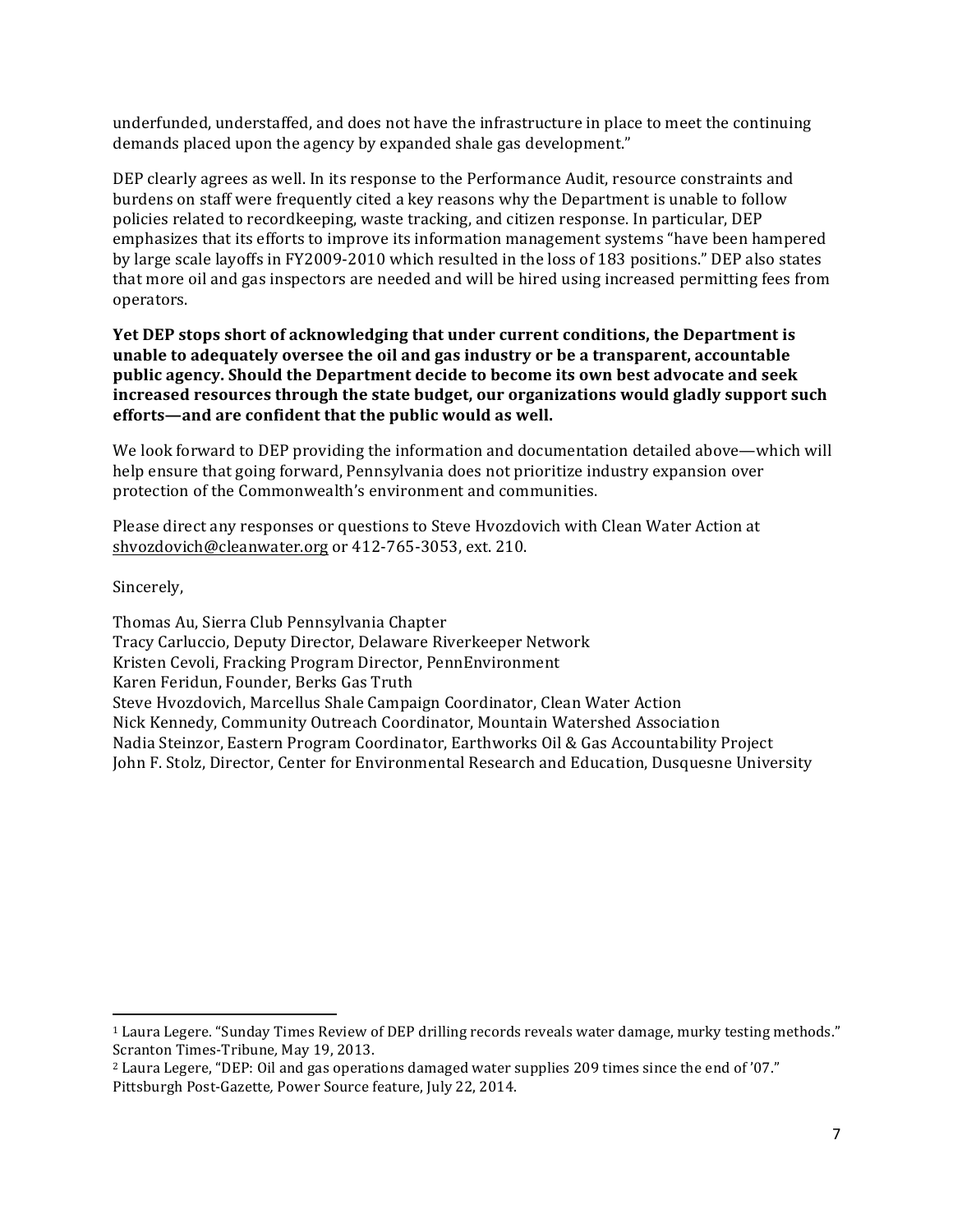underfunded, understaffed, and does not have the infrastructure in place to meet the continuing demands placed upon the agency by expanded shale gas development."

DEP clearly agrees as well. In its response to the Performance Audit, resource constraints and burdens on staff were frequently cited a key reasons why the Department is unable to follow policies related to recordkeeping, waste tracking, and citizen response. In particular, DEP emphasizes that its efforts to improve its information management systems "have been hampered by large scale layoffs in FY2009-2010 which resulted in the loss of 183 positions." DEP also states that more oil and gas inspectors are needed and will be hired using increased permitting fees from operators.

**Yet DEP stops short of acknowledging that under current conditions, the Department is unable to adequately oversee the oil and gas industry or be a transparent, accountable public agency. Should the Department decide to become its own best advocate and seek increased resources through the state budget, our organizations would gladly support such efforts—and are confident that the public would as well.**

We look forward to DEP providing the information and documentation detailed above—which will help ensure that going forward, Pennsylvania does not prioritize industry expansion over protection of the Commonwealth's environment and communities.

Please direct any responses or questions to Steve Hvozdovich with Clean Water Action at shvozdovich@cleanwater.org or 412-765-3053, ext. 210.

Sincerely,

Thomas Au, Sierra Club Pennsylvania Chapter
Tracy Carluccio, Deputy Director, Delaware Riverkeeper Network
Kristen Cevoli, Fracking Program Director, PennEnvironment
Karen Feridun, Founder, Berks Gas Truth
Steve Hvozdovich, Marcellus Shale Campaign Coordinator, Clean Water Action
Nick Kennedy, Community Outreach Coordinator, Mountain Watershed Association
Nadia Steinzor, Eastern Program Coordinator, Earthworks Oil & Gas Accountability Project
John F. Stolz, Director, Center for Environmental Research and Education, Dusquesne University

---

[1] Laura Legere. "Sunday Times Review of DEP drilling records reveals water damage, murky testing methods." Scranton Times-Tribune, May 19, 2013.

[2] Laura Legere, "DEP: Oil and gas operations damaged water supplies 209 times since the end of '07." Pittsburgh Post-Gazette*,* Power Source feature, July 22, 2014.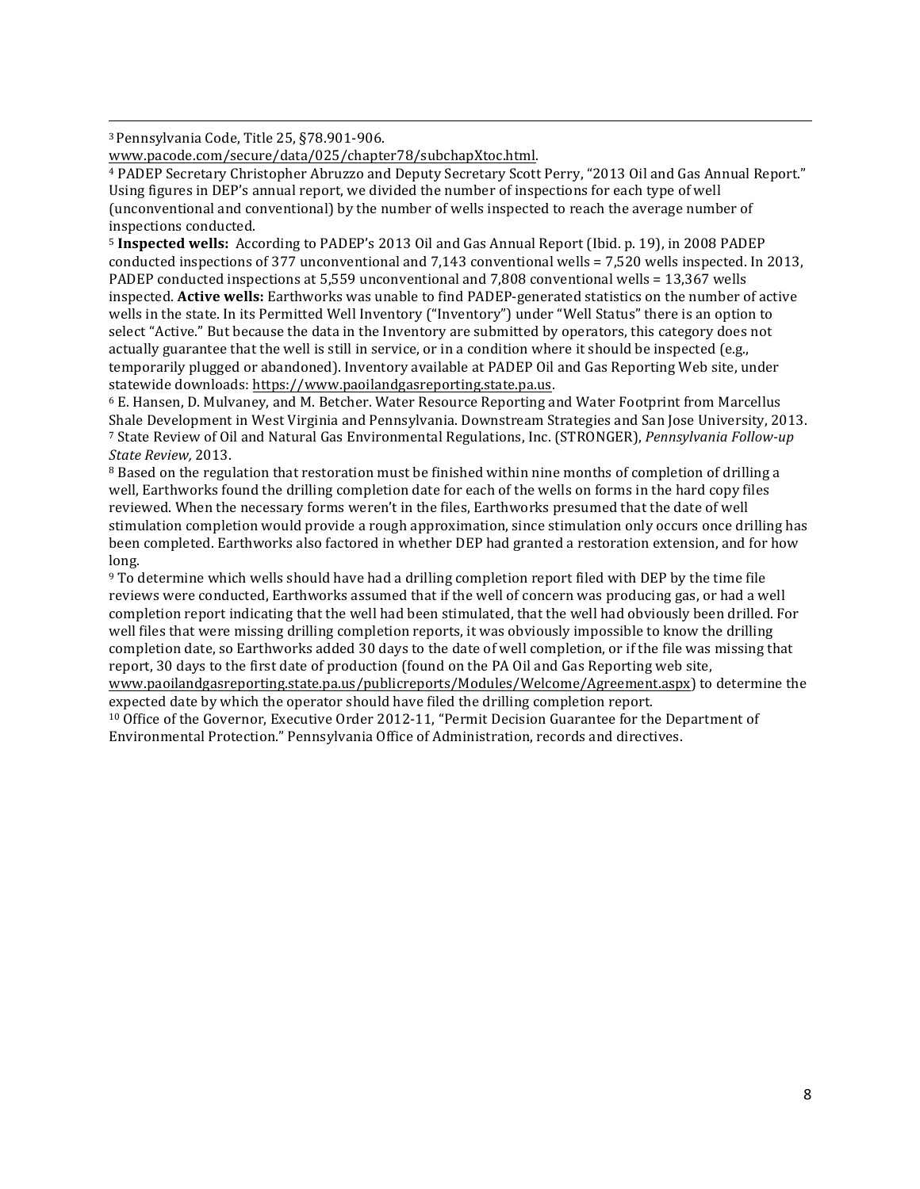[3] Pennsylvania Code, Title 25, §78.901-906.
www.pacode.com/secure/data/025/chapter78/subchapXtoc.html.

[4] PADEP Secretary Christopher Abruzzo and Deputy Secretary Scott Perry, "2013 Oil and Gas Annual Report." Using figures in DEP's annual report, we divided the number of inspections for each type of well (unconventional and conventional) by the number of wells inspected to reach the average number of inspections conducted.

[5] **Inspected wells:** According to PADEP's 2013 Oil and Gas Annual Report (Ibid. p. 19), in 2008 PADEP conducted inspections of 377 unconventional and 7,143 conventional wells = 7,520 wells inspected. In 2013, PADEP conducted inspections at 5,559 unconventional and 7,808 conventional wells = 13,367 wells inspected. **Active wells:** Earthworks was unable to find PADEP-generated statistics on the number of active wells in the state. In its Permitted Well Inventory ("Inventory") under "Well Status" there is an option to select "Active." But because the data in the Inventory are submitted by operators, this category does not actually guarantee that the well is still in service, or in a condition where it should be inspected (e.g., temporarily plugged or abandoned). Inventory available at PADEP Oil and Gas Reporting Web site, under statewide downloads: https://www.paoilandgasreporting.state.pa.us.

[6] E. Hansen, D. Mulvaney, and M. Betcher. Water Resource Reporting and Water Footprint from Marcellus Shale Development in West Virginia and Pennsylvania. Downstream Strategies and San Jose University, 2013.

[7] State Review of Oil and Natural Gas Environmental Regulations, Inc. (STRONGER), *Pennsylvania Follow-up State Review,* 2013.

[8] Based on the regulation that restoration must be finished within nine months of completion of drilling a well, Earthworks found the drilling completion date for each of the wells on forms in the hard copy files reviewed. When the necessary forms weren't in the files, Earthworks presumed that the date of well stimulation completion would provide a rough approximation, since stimulation only occurs once drilling has been completed. Earthworks also factored in whether DEP had granted a restoration extension, and for how long.

[9] To determine which wells should have had a drilling completion report filed with DEP by the time file reviews were conducted, Earthworks assumed that if the well of concern was producing gas, or had a well completion report indicating that the well had been stimulated, that the well had obviously been drilled. For well files that were missing drilling completion reports, it was obviously impossible to know the drilling completion date, so Earthworks added 30 days to the date of well completion, or if the file was missing that report, 30 days to the first date of production (found on the PA Oil and Gas Reporting web site, www.paoilandgasreporting.state.pa.us/publicreports/Modules/Welcome/Agreement.aspx) to determine the expected date by which the operator should have filed the drilling completion report.

[10] Office of the Governor, Executive Order 2012-11, "Permit Decision Guarantee for the Department of Environmental Protection." Pennsylvania Office of Administration, records and directives.